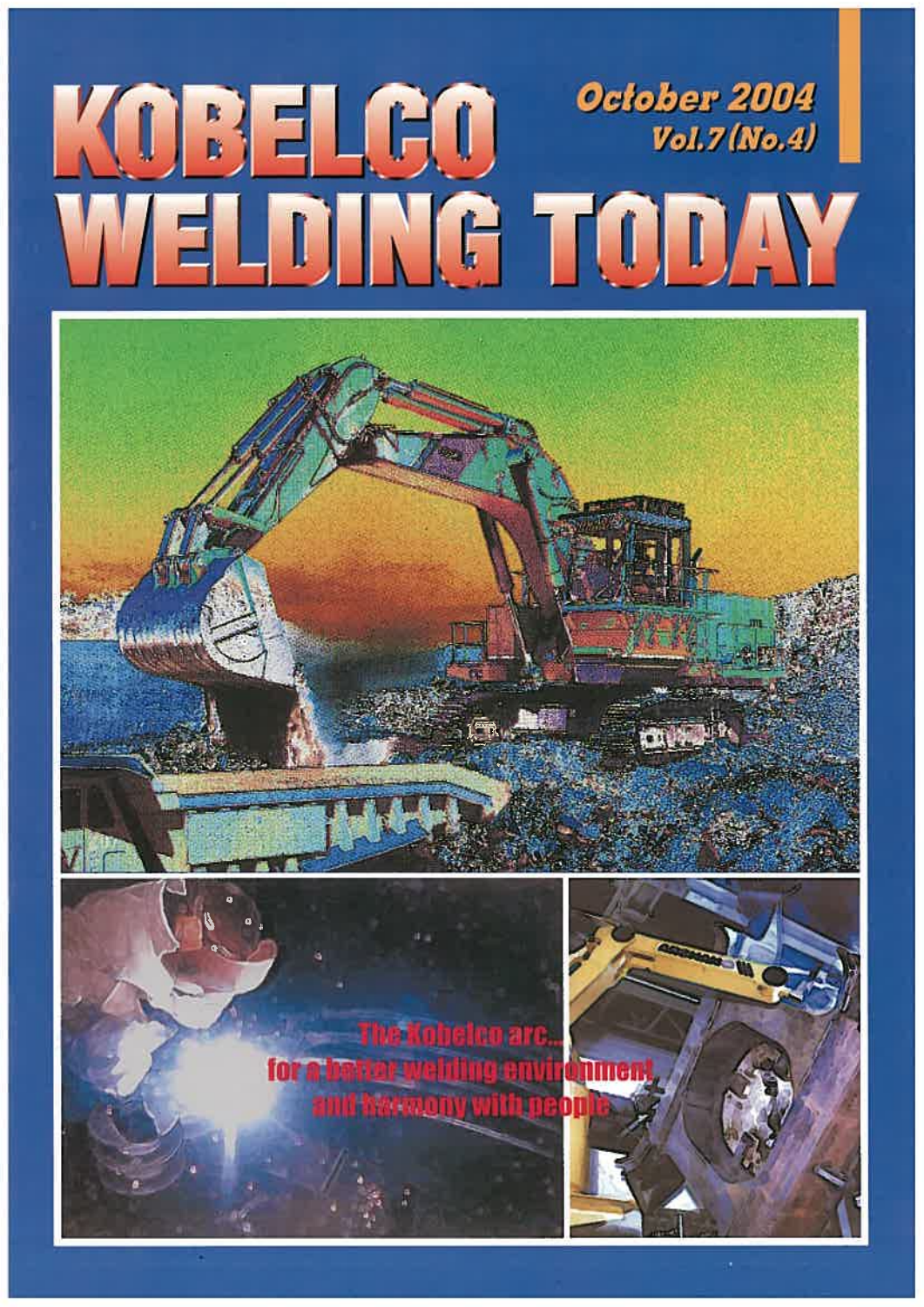# KOBELCO WELDING TODAY

October 2004
Vol.7 (No.4)

The Kobelco arc...
for a better welding environment
and harmony with people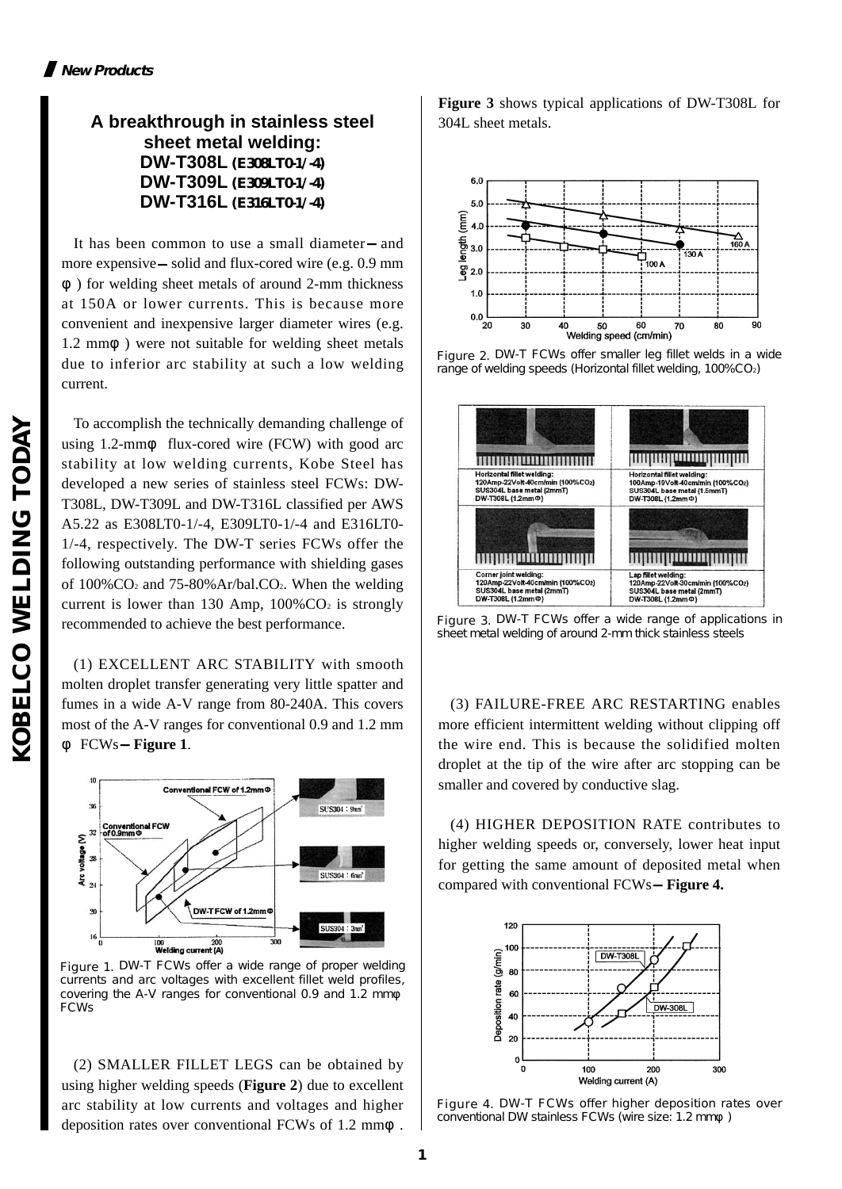**New Products**

## A breakthrough in stainless steel sheet metal welding: DW-T308L (E308LT0-1/-4) DW-T309L (E309LT0-1/-4) DW-T316L (E316LT0-1/-4)

It has been common to use a small diameter — and more expensive — solid and flux-cored wire (e.g. 0.9 mm φ) for welding sheet metals of around 2-mm thickness at 150A or lower currents. This is because more convenient and inexpensive larger diameter wires (e.g. 1.2 mmφ) were not suitable for welding sheet metals due to inferior arc stability at such a low welding current.

To accomplish the technically demanding challenge of using 1.2-mmφ flux-cored wire (FCW) with good arc stability at low welding currents, Kobe Steel has developed a new series of stainless steel FCWs: DW-T308L, DW-T309L and DW-T316L classified per AWS A5.22 as E308LT0-1/-4, E309LT0-1/-4 and E316LT0-1/-4, respectively. The DW-T series FCWs offer the following outstanding performance with shielding gases of 100%$CO_2$ and 75-80%Ar/bal.$CO_2$. When the welding current is lower than 130 Amp, 100%$CO_2$ is strongly recommended to achieve the best performance.

(1) EXCELLENT ARC STABILITY with smooth molten droplet transfer generating very little spatter and fumes in a wide A-V range from 80-240A. This covers most of the A-V ranges for conventional 0.9 and 1.2 mm φ FCWs — **Figure 1**.

Figure 1. DW-T FCWs offer a wide range of proper welding currents and arc voltages with excellent fillet weld profiles, covering the A-V ranges for conventional 0.9 and 1.2 mmφ FCWs

(2) SMALLER FILLET LEGS can be obtained by using higher welding speeds (**Figure 2**) due to excellent arc stability at low currents and voltages and higher deposition rates over conventional FCWs of 1.2 mmφ. **Figure 3** shows typical applications of DW-T308L for 304L sheet metals.

Figure 2. DW-T FCWs offer smaller leg fillet welds in a wide range of welding speeds (Horizontal fillet welding, 100%$CO_2$)

Figure 3. DW-T FCWs offer a wide range of applications in sheet metal welding of around 2-mm thick stainless steels

(3) FAILURE-FREE ARC RESTARTING enables more efficient intermittent welding without clipping off the wire end. This is because the solidified molten droplet at the tip of the wire after arc stopping can be smaller and covered by conductive slag.

(4) HIGHER DEPOSITION RATE contributes to higher welding speeds or, conversely, lower heat input for getting the same amount of deposited metal when compared with conventional FCWs — **Figure 4.**

Figure 4. DW-T FCWs offer higher deposition rates over conventional DW stainless FCWs (wire size: 1.2 mmφ)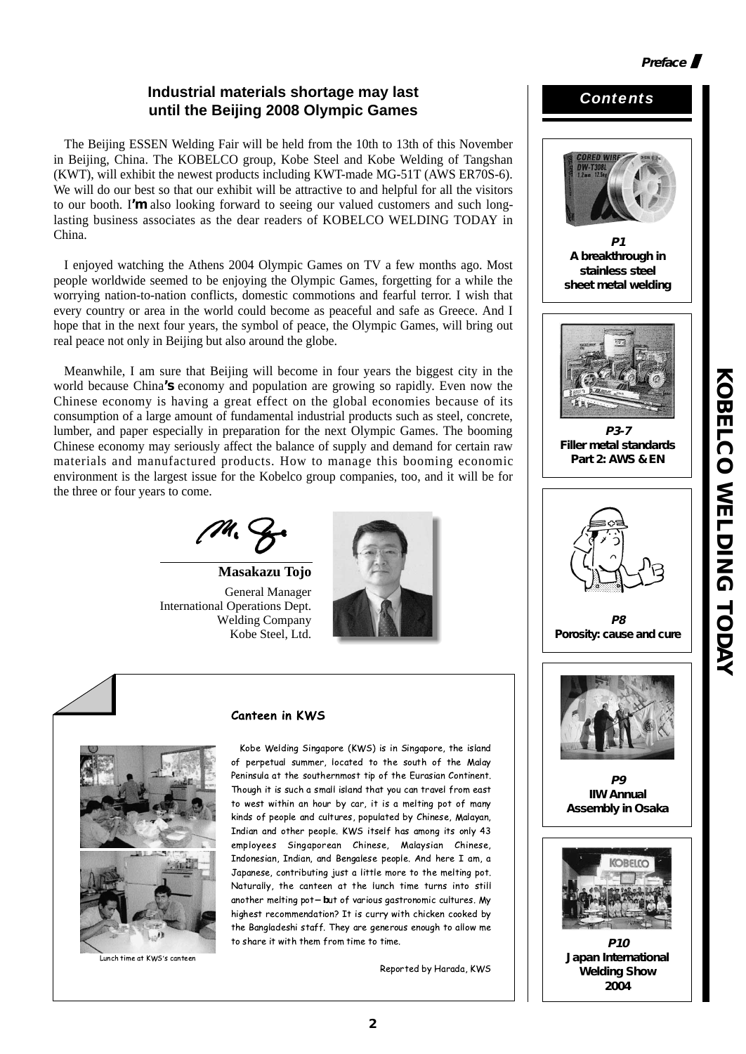## Industrial materials shortage may last until the Beijing 2008 Olympic Games

The Beijing ESSEN Welding Fair will be held from the 10th to 13th of this November in Beijing, China. The KOBELCO group, Kobe Steel and Kobe Welding of Tangshan (KWT), will exhibit the newest products including KWT-made MG-51T (AWS ER70S-6). We will do our best so that our exhibit will be attractive to and helpful for all the visitors to our booth. I'm also looking forward to seeing our valued customers and such long-lasting business associates as the dear readers of KOBELCO WELDING TODAY in China.

I enjoyed watching the Athens 2004 Olympic Games on TV a few months ago. Most people worldwide seemed to be enjoying the Olympic Games, forgetting for a while the worrying nation-to-nation conflicts, domestic commotions and fearful terror. I wish that every country or area in the world could become as peaceful and safe as Greece. And I hope that in the next four years, the symbol of peace, the Olympic Games, will bring out real peace not only in Beijing but also around the globe.

Meanwhile, I am sure that Beijing will become in four years the biggest city in the world because China's economy and population are growing so rapidly. Even now the Chinese economy is having a great effect on the global economies because of its consumption of a large amount of fundamental industrial products such as steel, concrete, lumber, and paper especially in preparation for the next Olympic Games. The booming Chinese economy may seriously affect the balance of supply and demand for certain raw materials and manufactured products. How to manage this booming economic environment is the largest issue for the Kobelco group companies, too, and it will be for the three or four years to come.

**Masakazu Tojo**
General Manager
International Operations Dept.
Welding Company
Kobe Steel, Ltd.

### Canteen in KWS

Kobe Welding Singapore (KWS) is in Singapore, the island of perpetual summer, located to the south of the Malay Peninsula at the southernmost tip of the Eurasian Continent. Though it is such a small island that you can travel from east to west within an hour by car, it is a melting pot of many kinds of people and cultures, populated by Chinese, Malayan, Indian and other people. KWS itself has among its only 43 employees Singaporean Chinese, Malaysian Chinese, Indonesian, Indian, and Bengalese people. And here I am, a Japanese, contributing just a little more to the melting pot. Naturally, the canteen at the lunch time turns into still another melting pot—but of various gastronomic cultures. My highest recommendation? It is curry with chicken cooked by the Bangladeshi staff. They are generous enough to allow me to share it with them from time to time.

Lunch time at KWS's canteen

Reported by Harada, KWS

## Contents

**P1** A breakthrough in stainless steel sheet metal welding

**P3-7** Filler metal standards Part 2: AWS & EN

**P8** Porosity: cause and cure

**P9** IIW Annual Assembly in Osaka

**P10** Japan International Welding Show 2004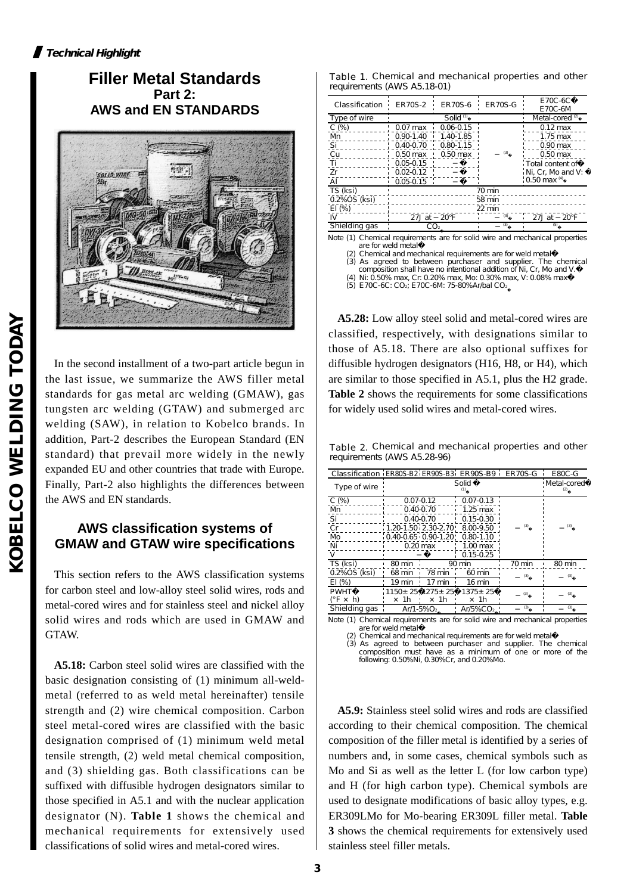*Technical Highlight*

# Filler Metal Standards
## Part 2:
## AWS and EN STANDARDS

In the second installment of a two-part article begun in the last issue, we summarize the AWS filler metal standards for gas metal arc welding (GMAW), gas tungsten arc welding (GTAW) and submerged arc welding (SAW), in relation to Kobelco brands. In addition, Part-2 describes the European Standard (EN standard) that prevail more widely in the newly expanded EU and other countries that trade with Europe. Finally, Part-2 also highlights the differences between the AWS and EN standards.

## AWS classification systems of GMAW and GTAW wire specifications

This section refers to the AWS classification systems for carbon steel and low-alloy steel solid wires, rods and metal-cored wires and for stainless steel and nickel alloy solid wires and rods which are used in GMAW and GTAW.

**A5.18:** Carbon steel solid wires are classified with the basic designation consisting of (1) minimum all-weld-metal (referred to as weld metal hereinafter) tensile strength and (2) wire chemical composition. Carbon steel metal-cored wires are classified with the basic designation comprised of (1) minimum weld metal tensile strength, (2) weld metal chemical composition, and (3) shielding gas. Both classifications can be suffixed with diffusible hydrogen designators similar to those specified in A5.1 and with the nuclear application designator (N). **Table 1** shows the chemical and mechanical requirements for extensively used classifications of solid wires and metal-cored wires.

Table 1. Chemical and mechanical properties and other requirements (AWS A5.18-01)

| Classification | ER70S-2 | ER70S-6 | ER70S-G | E70C-6C E70C-6M |
|---|---|---|---|---|
| Type of wire | Solid (1) | | | Metal-cored (2) |
| C (%) | 0.07 max | 0.06-0.15 | — (3) | 0.12 max |
| Mn | 0.90-1.40 | 1.40-1.85 | | 1.75 max |
| Si | 0.40-0.70 | 0.80-1.15 | | 0.90 max |
| Cu | 0.50 max | 0.50 max | | 0.50 max |
| Ti | 0.05-0.15 | — | | Total content of Ni, Cr, Mo and V: 0.50 max (4) |
| Zr | 0.02-0.12 | — | | |
| Al | 0.05-0.15 | — | | |
| TS (ksi) | 70 min | | | |
| 0.2%OS (ksi) | 58 min | | | |
| El (%) | 22 min | | | |
| IV | 27J at −20°F | | — (3) | 27J at −20°F |
| Shielding gas | $CO_2$ | | — (3) | (5) |

Note (1) Chemical requirements are for solid wire and mechanical properties are for weld metal.
(2) Chemical and mechanical requirements are for weld metal.
(3) As agreed to between purchaser and supplier. The chemical composition shall have no intentional addition of Ni, Cr, Mo and V.
(4) Ni: 0.50% max, Cr: 0.20% max, Mo: 0.30% max, V: 0.08% max.
(5) E70C-6C: $CO_2$; E70C-6M: 75-80%Ar/bal $CO_2$.

**A5.28:** Low alloy steel solid and metal-cored wires are classified, respectively, with designations similar to those of A5.18. There are also optional suffixes for diffusible hydrogen designators (H16, H8, or H4), which are similar to those specified in A5.1, plus the H2 grade. **Table 2** shows the requirements for some classifications for widely used solid wires and metal-cored wires.

Table 2. Chemical and mechanical properties and other requirements (AWS A5.28-96)

| Classification | ER80S-B2 | ER90S-B3 | ER90S-B9 | ER70S-G | E80C-G |
|---|---|---|---|---|---|
| Type of wire | Solid (1) | | | | Metal-cored (2) |
| C (%) | 0.07-0.12 | | 0.07-0.13 | — (3) | — (3) |
| Mn | 0.40-0.70 | | 1.25 max | | |
| Si | 0.40-0.70 | | 0.15-0.30 | | |
| Cr | 1.20-1.50 | 2.30-2.70 | 8.00-9.50 | | |
| Mo | 0.40-0.65 | 0.90-1.20 | 0.80-1.10 | | |
| Ni | 0.20 max | | 1.00 max | | |
| V | — | | 0.15-0.25 | | |
| TS (ksi) | 80 min | 90 min | | 70 min | 80 min |
| 0.2%OS (ksi) | 68 min | 78 min | 60 min | — (3) | — (3) |
| El (%) | 19 min | 17 min | 16 min | | |
| PWHT (°F × h) | 1150±25 × 1h | 1275±25 × 1h | 1375±25 × 1h | — (3) | — (3) |
| Shielding gas | Ar/1-5%$O_2$ | | Ar/5%$CO_2$ | — (3) | — (3) |

Note (1) Chemical requirements are for solid wire and mechanical properties are for weld metal.
(2) Chemical and mechanical requirements are for weld metal.
(3) As agreed to between purchaser and supplier. The chemical composition must have as a minimum of one or more of the following: 0.50%Ni, 0.30%Cr, and 0.20%Mo.

**A5.9:** Stainless steel solid wires and rods are classified according to their chemical composition. The chemical composition of the filler metal is identified by a series of numbers and, in some cases, chemical symbols such as Mo and Si as well as the letter L (for low carbon type) and H (for high carbon type). Chemical symbols are used to designate modifications of basic alloy types, e.g. ER309LMo for Mo-bearing ER309L filler metal. **Table 3** shows the chemical requirements for extensively used stainless steel filler metals.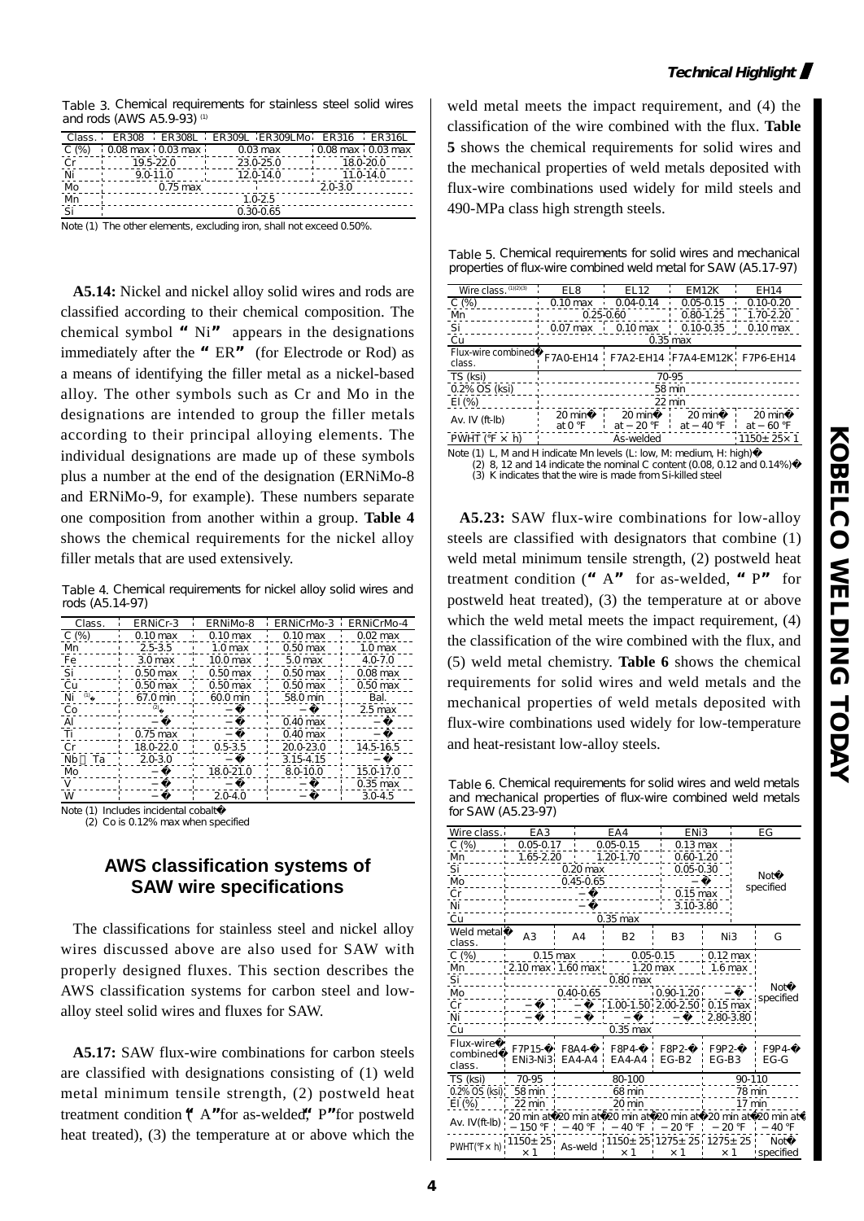Table 3. Chemical requirements for stainless steel solid wires and rods (AWS A5.9-93) (1)

| Class. | ER308 | ER308L | ER309L | ER309LMo | ER316 | ER316L |
|---|---|---|---|---|---|---|
| C (%) | 0.08 max | 0.03 max | 0.03 max | | 0.08 max | 0.03 max |
| Cr | 19.5-22.0 | | 23.0-25.0 | | 18.0-20.0 | |
| Ni | 9.0-11.0 | | 12.0-14.0 | | 11.0-14.0 | |
| Mo | 0.75 max | | | 2.0-3.0 | | |
| Mn | 1.0-2.5 | | | | | |
| Si | 0.30-0.65 | | | | | |

Note (1) The other elements, excluding iron, shall not exceed 0.50%.

**A5.14:** Nickel and nickel alloy solid wires and rods are classified according to their chemical composition. The chemical symbol "Ni" appears in the designations immediately after the "ER" (for Electrode or Rod) as a means of identifying the filler metal as a nickel-based alloy. The other symbols such as Cr and Mo in the designations are intended to group the filler metals according to their principal alloying elements. The individual designations are made up of these symbols plus a number at the end of the designation (ERNiMo-8 and ERNiMo-9, for example). These numbers separate one composition from another within a group. **Table 4** shows the chemical requirements for the nickel alloy filler metals that are used extensively.

Table 4. Chemical requirements for nickel alloy solid wires and rods (A5.14-97)

| Class. | ERNiCr-3 | ERNiMo-8 | ERNiCrMo-3 | ERNiCrMo-4 |
|---|---|---|---|---|
| C (%) | 0.10 max | 0.10 max | 0.10 max | 0.02 max |
| Mn | 2.5-3.5 | 1.0 max | 0.50 max | 1.0 max |
| Fe | 3.0 max | 10.0 max | 5.0 max | 4.0-7.0 |
| Si | 0.50 max | 0.50 max | 0.50 max | 0.08 max |
| Cu | 0.50 max | 0.50 max | 0.50 max | 0.50 max |
| Ni (1) | 67.0 min | 60.0 min | 58.0 min | Bal. |
| Co | (2) | − | − | 2.5 max |
| Al | − | − | 0.40 max | − |
| Ti | 0.75 max | − | 0.40 max | − |
| Cr | 18.0-22.0 | 0.5-3.5 | 20.0-23.0 | 14.5-16.5 |
| Nb + Ta | 2.0-3.0 | − | 3.15-4.15 | − |
| Mo | − | 18.0-21.0 | 8.0-10.0 | 15.0-17.0 |
| V | − | − | − | 0.35 max |
| W | − | 2.0-4.0 | − | 3.0-4.5 |

Note (1) Includes incidental cobalt
(2) Co is 0.12% max when specified

## AWS classification systems of SAW wire specifications

The classifications for stainless steel and nickel alloy wires discussed above are also used for SAW with properly designed fluxes. This section describes the AWS classification systems for carbon steel and low-alloy steel solid wires and fluxes for SAW.

**A5.17:** SAW flux-wire combinations for carbon steels are classified with designations consisting of (1) weld metal minimum tensile strength, (2) postweld heat treatment condition ("A" for as-welded, "P" for postweld heat treated), (3) the temperature at or above which the weld metal meets the impact requirement, and (4) the classification of the wire combined with the flux. **Table 5** shows the chemical requirements for solid wires and the mechanical properties of weld metals deposited with flux-wire combinations used widely for mild steels and 490-MPa class high strength steels.

Table 5. Chemical requirements for solid wires and mechanical properties of flux-wire combined weld metal for SAW (A5.17-97)

| Wire class. (1)(2)(3) | EL8 | EL12 | EM12K | EH14 |
|---|---|---|---|---|
| C (%) | 0.10 max | 0.04-0.14 | 0.05-0.15 | 0.10-0.20 |
| Mn | 0.25-0.60 | | 0.80-1.25 | 1.70-2.20 |
| Si | 0.07 max | 0.10 max | 0.10-0.35 | 0.10 max |
| Cu | 0.35 max | | | |
| Flux-wire combined class. | F7A0-EH14 | F7A2-EH14 | F7A4-EM12K | F7P6-EH14 |
| TS (ksi) | 70-95 | | | |
| 0.2% OS (ksi) | 58 min | | | |
| El (%) | 22 min | | | |
| Av. IV (ft-lb) | 20 min at 0 ℉ | 20 min at −20 ℉ | 20 min at −40 ℉ | 20 min at −60 ℉ |
| PWHT (℉ × h) | As-welded | | | 1150±25×1 |

Note (1) L, M and H indicate Mn levels (L: low, M: medium, H: high)
(2) 8, 12 and 14 indicate the nominal C content (0.08, 0.12 and 0.14%)
(3) K indicates that the wire is made from Si-killed steel

**A5.23:** SAW flux-wire combinations for low-alloy steels are classified with designators that combine (1) weld metal minimum tensile strength, (2) postweld heat treatment condition ("A" for as-welded, "P" for postweld heat treated), (3) the temperature at or above which the weld metal meets the impact requirement, (4) the classification of the wire combined with the flux, and (5) weld metal chemistry. **Table 6** shows the chemical requirements for solid wires and weld metals and the mechanical properties of weld metals deposited with flux-wire combinations used widely for low-temperature and heat-resistant low-alloy steels.

Table 6. Chemical requirements for solid wires and weld metals and mechanical properties of flux-wire combined weld metals for SAW (A5.23-97)

| Wire class. | EA3 | | EA4 | | ENi3 | EG |
|---|---|---|---|---|---|---|
| C (%) | 0.05-0.17 | | 0.05-0.15 | | 0.13 max | Not specified |
| Mn | 1.65-2.20 | | 1.20-1.70 | | 0.60-1.20 | |
| Si | 0.20 max | | | | 0.05-0.30 | |
| Mo | 0.45-0.65 | | | | − | |
| Cr | − | | | | 0.15 max | |
| Ni | − | | | | 3.10-3.80 | |
| Cu | 0.35 max | | | | | |
| Weld metal class. | A3 | A4 | B2 | B3 | Ni3 | G |
| C (%) | 0.15 max | | 0.05-0.15 | | 0.12 max | Not specified |
| Mn | 2.10 max | 1.60 max | 1.20 max | | 1.6 max | |
| Si | 0.80 max | | | | | |
| Mo | 0.40-0.65 | | | 0.90-1.20 | − | |
| Cr | − | − | 1.00-1.50 | 2.00-2.50 | 0.15 max | |
| Ni | − | − | − | − | 2.80-3.80 | |
| Cu | 0.35 max | | | | | |
| Flux-wire combined class. | F7P15-ENi3-Ni3 | F8A4-EA4-A4 | F8P4-EA4-A4 | F8P2-EG-B2 | F9P2-EG-B3 | F9P4-EG-G |
| TS (ksi) | 70-95 | 80-100 | | | 90-110 | |
| 0.2% OS (ksi) | 58 min | 68 min | | | 78 min | |
| El (%) | 22 min | 20 min | | | 17 min | |
| Av. IV(ft-lb) | 20 min at −150 ℉ | 20 min at −40 ℉ | 20 min at −40 ℉ | 20 min at −20 ℉ | 20 min at −20 ℉ | 20 min at −40 ℉ |
| PWHT(℉× h) | 1150±25×1 | As-weld | 1150±25×1 | 1275±25×1 | 1275±25×1 | Not specified |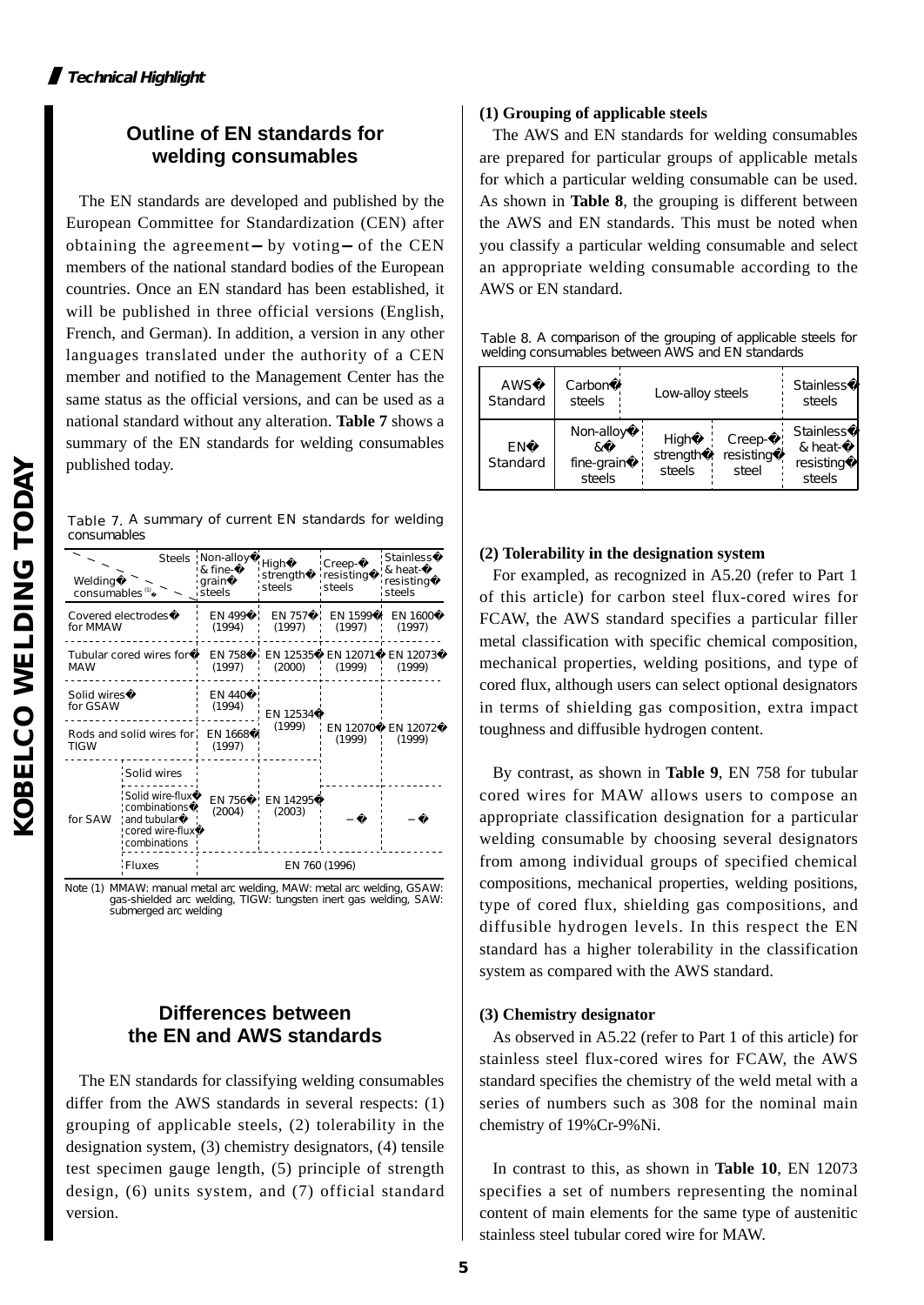*Technical Highlight*

## Outline of EN standards for welding consumables

The EN standards are developed and published by the European Committee for Standardization (CEN) after obtaining the agreement — by voting — of the CEN members of the national standard bodies of the European countries. Once an EN standard has been established, it will be published in three official versions (English, French, and German). In addition, a version in any other languages translated under the authority of a CEN member and notified to the Management Center has the same status as the official versions, and can be used as a national standard without any alteration. **Table 7** shows a summary of the EN standards for welding consumables published today.

Table 7. A summary of current EN standards for welding consumables

| Welding consumables (1) \ Steels | | Non-alloy & fine-grain steels | High strength steels | Creep-resisting steels | Stainless & heat-resisting steels |
|---|---|---|---|---|---|
| Covered electrodes for MMAW | | EN 499 (1994) | EN 757 (1997) | EN 1599 (1997) | EN 1600 (1997) |
| Tubular cored wires for MAW | | EN 758 (1997) | EN 12535 (2000) | EN 12071 (1999) | EN 12073 (1999) |
| Solid wires for GSAW | | EN 440 (1994) | EN 12534 (1999) | EN 12070 (1999) | EN 12072 (1999) |
| Rods and solid wires for TIGW | | EN 1668 (1997) | | | |
| for SAW | Solid wires | EN 756 (2004) | EN 14295 (2003) | – | – |
| | Solid wire-flux combinations and tubular cored wire-flux combinations | | | | |
| | Fluxes | EN 760 (1996) | | | |

Note (1) MMAW: manual metal arc welding, MAW: metal arc welding, GSAW: gas-shielded arc welding, TIGW: tungsten inert gas welding, SAW: submerged arc welding

## Differences between the EN and AWS standards

The EN standards for classifying welding consumables differ from the AWS standards in several respects: (1) grouping of applicable steels, (2) tolerability in the designation system, (3) chemistry designators, (4) tensile test specimen gauge length, (5) principle of strength design, (6) units system, and (7) official standard version.

**(1) Grouping of applicable steels**

The AWS and EN standards for welding consumables are prepared for particular groups of applicable metals for which a particular welding consumable can be used. As shown in **Table 8**, the grouping is different between the AWS and EN standards. This must be noted when you classify a particular welding consumable and select an appropriate welding consumable according to the AWS or EN standard.

Table 8. A comparison of the grouping of applicable steels for welding consumables between AWS and EN standards

| AWS Standard | Carbon steels | Low-alloy steels | | Stainless steels |
|---|---|---|---|---|
| EN Standard | Non-alloy & fine-grain steels | High strength steels | Creep-resisting steel | Stainless & heat-resisting steels |

**(2) Tolerability in the designation system**

For exampled, as recognized in A5.20 (refer to Part 1 of this article) for carbon steel flux-cored wires for FCAW, the AWS standard specifies a particular filler metal classification with specific chemical composition, mechanical properties, welding positions, and type of cored flux, although users can select optional designators in terms of shielding gas composition, extra impact toughness and diffusible hydrogen content.

By contrast, as shown in **Table 9**, EN 758 for tubular cored wires for MAW allows users to compose an appropriate classification designation for a particular welding consumable by choosing several designators from among individual groups of specified chemical compositions, mechanical properties, welding positions, type of cored flux, shielding gas compositions, and diffusible hydrogen levels. In this respect the EN standard has a higher tolerability in the classification system as compared with the AWS standard.

**(3) Chemistry designator**

As observed in A5.22 (refer to Part 1 of this article) for stainless steel flux-cored wires for FCAW, the AWS standard specifies the chemistry of the weld metal with a series of numbers such as 308 for the nominal main chemistry of 19%Cr-9%Ni.

In contrast to this, as shown in **Table 10**, EN 12073 specifies a set of numbers representing the nominal content of main elements for the same type of austenitic stainless steel tubular cored wire for MAW.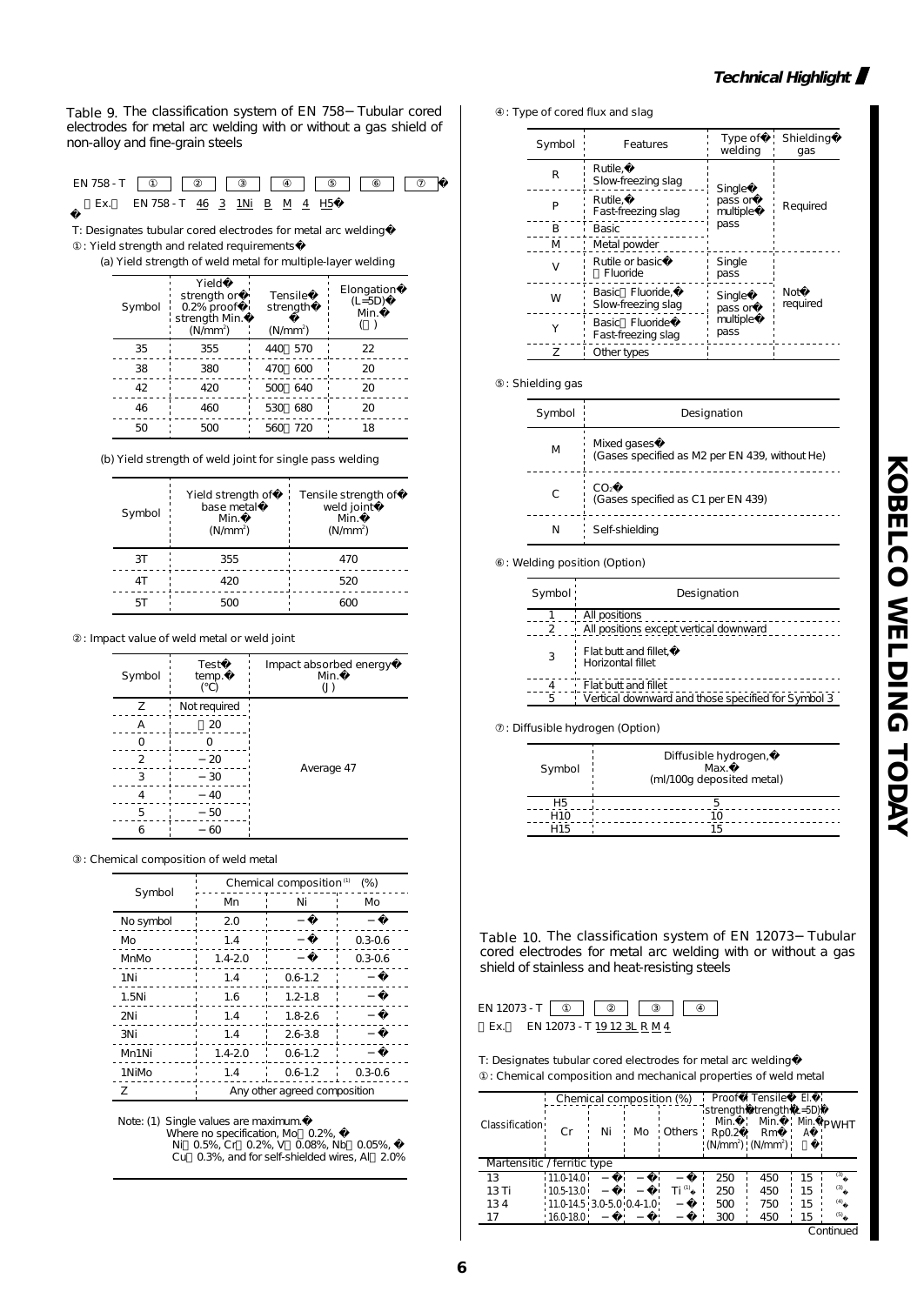Table 9. The classification system of EN 758 − Tubular cored electrodes for metal arc welding with or without a gas shield of non-alloy and fine-grain steels

EN 758 - T ① ② ③ ④ ⑤ ⑥ ⑦

Ex. EN 758 - T 46 3 1Ni B M 4 H5

T: Designates tubular cored electrodes for metal arc welding

①: Yield strength and related requirements

(a) Yield strength of weld metal for multiple-layer welding

| Symbol | Yield strength or 0.2% proof strength Min. ($N/mm^2$) | Tensile strength ($N/mm^2$) | Elongation (L=5D) Min. (%) |
|---|---|---|---|
| 35 | 355 | 440～570 | 22 |
| 38 | 380 | 470～600 | 20 |
| 42 | 420 | 500～640 | 20 |
| 46 | 460 | 530～680 | 20 |
| 50 | 500 | 560～720 | 18 |

(b) Yield strength of weld joint for single pass welding

| Symbol | Yield strength of base metal Min. ($N/mm^2$) | Tensile strength of weld joint Min. ($N/mm^2$) |
|---|---|---|
| 3T | 355 | 470 |
| 4T | 420 | 520 |
| 5T | 500 | 600 |

②: Impact value of weld metal or weld joint

| Symbol | Test temp. (°C) | Impact absorbed energy Min. (J) |
|---|---|---|
| Z | Not required | |
| A | +20 | Average 47 |
| 0 | 0 | |
| 2 | −20 | |
| 3 | −30 | |
| 4 | −40 | |
| 5 | −50 | |
| 6 | −60 | |

③: Chemical composition of weld metal

| Symbol | Chemical composition [1] (%) | | |
|---|---|---|---|
| | Mn | Ni | Mo |
| No symbol | 2.0 | − | − |
| Mo | 1.4 | − | 0.3-0.6 |
| MnMo | 1.4-2.0 | − | 0.3-0.6 |
| 1Ni | 1.4 | 0.6-1.2 | − |
| 1.5Ni | 1.6 | 1.2-1.8 | − |
| 2Ni | 1.4 | 1.8-2.6 | − |
| 3Ni | 1.4 | 2.6-3.8 | − |
| Mn1Ni | 1.4-2.0 | 0.6-1.2 | − |
| 1NiMo | 1.4 | 0.6-1.2 | 0.3-0.6 |
| Z | Any other agreed composition | | |

Note: (1) Single values are maximum.
Where no specification, Mo＜0.2%, Ni＜0.5%, Cr＜0.2%, V＜0.08%, Nb＜0.05%, Cu＜0.3%, and for self-shielded wires, Al＜2.0%

④: Type of cored flux and slag

| Symbol | Features | Type of welding | Shielding gas |
|---|---|---|---|
| R | Rutile, Slow-freezing slag | Single pass or multiple pass | Required |
| P | Rutile, Fast-freezing slag | | |
| B | Basic | | |
| M | Metal powder | | |
| V | Rutile or basic / Fluoride | Single pass | Not required |
| W | Basic / Fluoride, Slow-freezing slag | Single pass or multiple pass | |
| Y | Basic / Fluoride Fast-freezing slag | | |
| Z | Other types | | |

⑤: Shielding gas

| Symbol | Designation |
|---|---|
| M | Mixed gases (Gases specified as M2 per EN 439, without He) |
| C | $CO_2$ (Gases specified as C1 per EN 439) |
| N | Self-shielding |

⑥: Welding position (Option)

| Symbol | Designation |
|---|---|
| 1 | All positions |
| 2 | All positions except vertical downward |
| 3 | Flat butt and fillet, Horizontal fillet |
| 4 | Flat butt and fillet |
| 5 | Vertical downward and those specified for Symbol 3 |

⑦: Diffusible hydrogen (Option)

| Symbol | Diffusible hydrogen, Max. (ml/100g deposited metal) |
|---|---|
| H5 | 5 |
| H10 | 10 |
| H15 | 15 |

Table 10. The classification system of EN 12073 − Tubular cored electrodes for metal arc welding with or without a gas shield of stainless and heat-resisting steels

EN 12073 - T ① ② ③ ④

Ex. EN 12073 - T 19 12 3L R M 4

T: Designates tubular cored electrodes for metal arc welding

①: Chemical composition and mechanical properties of weld metal

| Classification | Chemical composition (%) | | | | Proof strength Min. Rp0.2 ($N/mm^2$) | Tensile strength Min. Rm ($N/mm^2$) | El. (L=5D) Min. A (%) | PWHT |
|---|---|---|---|---|---|---|---|---|
| | Cr | Ni | Mo | Others | | | | |
| Martensitic / ferritic type | | | | | | | | |
| 13 | 11.0-14.0 | − | − | − | 250 | 450 | 15 | (3) |
| 13 Ti | 10.5-13.0 | − | − | Ti (1) | 250 | 450 | 15 | (3) |
| 13 4 | 11.0-14.5 | 3.0-5.0 | 0.4-1.0 | − | 500 | 750 | 15 | (4) |
| 17 | 16.0-18.0 | − | − | − | 300 | 450 | 15 | (5) |

Continued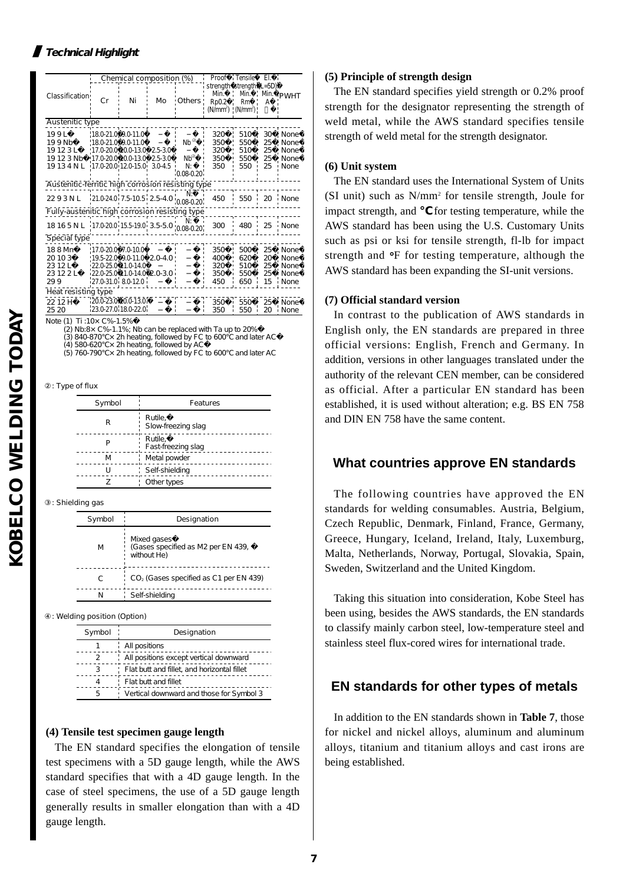| Classification | Chemical composition (%) | | | | Proof strength Min. Rp0.2 (N/mm²) | Tensile strength Min. Rm (N/mm²) | El. (L=5D) Min. A (%) | PWHT |
|---|---|---|---|---|---|---|---|---|
| | Cr | Ni | Mo | Others | | | | |
| Austenitic type | | | | | | | | |
| 19 9 L | 18.0-21.0 | 9.0-11.0 | – | – | 320 | 510 | 30 | None |
| 19 9 Nb | 18.0-21.0 | 9.0-11.0 | – | Nb (2) | 350 | 550 | 25 | None |
| 19 12 3 L | 17.0-20.0 | 10.0-13.0 | 2.5-3.0 | – | 320 | 510 | 25 | None |
| 19 12 3 Nb | 17.0-20.0 | 10.0-13.0 | 2.5-3.0 | Nb (2) | 350 | 550 | 25 | None |
| 19 13 4 N L | 17.0-20.0 | 12.0-15.0 | 3.0-4.5 | N: 0.08-0.20 | 350 | 550 | 25 | None |
| Austenitic-ferritic high corrosion resisting type | | | | | | | | |
| 22 9 3 N L | 21.0-24.0 | 7.5-10.5 | 2.5-4.0 | N: 0.08-0.20 | 450 | 550 | 20 | None |
| Fully-austenitic high corrosion resisting type | | | | | | | | |
| 18 16 5 N L | 17.0-20.0 | 15.5-19.0 | 3.5-5.0 | N: 0.08-0.20 | 300 | 480 | 25 | None |
| Special type | | | | | | | | |
| 18 8 Mn | 17.0-20.0 | 7.0-10.0 | – | – | 350 | 500 | 25 | None |
| 20 10 3 | 19.5-22.0 | 9.0-11.0 | 2.0-4.0 | – | 400 | 620 | 20 | None |
| 23 12 L | 22.0-25.0 | 11.0-14.0 | – | – | 320 | 510 | 25 | None |
| 23 12 2 L | 22.0-25.0 | 11.0-14.0 | 2.0-3.0 | – | 350 | 550 | 25 | None |
| 29 9 | 27.0-31.0 | 8.0-12.0 | – | – | 450 | 650 | 15 | None |
| Heat resisting type | | | | | | | | |
| 22 12 H | 20.0-23.0 | 10.0-13.0 | – | – | 350 | 550 | 25 | None |
| 25 20 | 23.0-27.0 | 18.0-22.0 | – | – | 350 | 550 | 20 | None |

Note (1) Ti :10× C%-1.5%
(2) Nb:8× C%-1.1%; Nb can be replaced with Ta up to 20%
(3) 840-870°C× 2h heating, followed by FC to 600°C and later AC
(4) 580-620°C× 2h heating, followed by AC
(5) 760-790°C× 2h heating, followed by FC to 600°C and later AC

②: Type of flux

| Symbol | Features |
|---|---|
| R | Rutile, Slow-freezing slag |
| P | Rutile, Fast-freezing slag |
| M | Metal powder |
| U | Self-shielding |
| Z | Other types |

③: Shielding gas

| Symbol | Designation |
|---|---|
| M | Mixed gases (Gases specified as M2 per EN 439, without He) |
| C | $CO_2$ (Gases specified as C1 per EN 439) |
| N | Self-shielding |

④: Welding position (Option)

| Symbol | Designation |
|---|---|
| 1 | All positions |
| 2 | All positions except vertical downward |
| 3 | Flat butt and fillet, and horizontal fillet |
| 4 | Flat butt and fillet |
| 5 | Vertical downward and those for Symbol 3 |

**(4) Tensile test specimen gauge length**

The EN standard specifies the elongation of tensile test specimens with a 5D gauge length, while the AWS standard specifies that with a 4D gauge length. In the case of steel specimens, the use of a 5D gauge length generally results in smaller elongation than with a 4D gauge length.

**(5) Principle of strength design**

The EN standard specifies yield strength or 0.2% proof strength for the designator representing the strength of weld metal, while the AWS standard specifies tensile strength of weld metal for the strength designator.

**(6) Unit system**

The EN standard uses the International System of Units (SI unit) such as N/mm² for tensile strength, Joule for impact strength, and °C for testing temperature, while the AWS standard has been using the U.S. Customary Units such as psi or ksi for tensile strength, fl-lb for impact strength and °F for testing temperature, although the AWS standard has been expanding the SI-unit versions.

**(7) Official standard version**

In contrast to the publication of AWS standards in English only, the EN standards are prepared in three official versions: English, French and Germany. In addition, versions in other languages translated under the authority of the relevant CEN member, can be considered as official. After a particular EN standard has been established, it is used without alteration; e.g. BS EN 758 and DIN EN 758 have the same content.

## What countries approve EN standards

The following countries have approved the EN standards for welding consumables. Austria, Belgium, Czech Republic, Denmark, Finland, France, Germany, Greece, Hungary, Iceland, Ireland, Italy, Luxemburg, Malta, Netherlands, Norway, Portugal, Slovakia, Spain, Sweden, Switzerland and the United Kingdom.

Taking this situation into consideration, Kobe Steel has been using, besides the AWS standards, the EN standards to classify mainly carbon steel, low-temperature steel and stainless steel flux-cored wires for international trade.

## EN standards for other types of metals

In addition to the EN standards shown in **Table 7**, those for nickel and nickel alloys, aluminum and aluminum alloys, titanium and titanium alloys and cast irons are being established.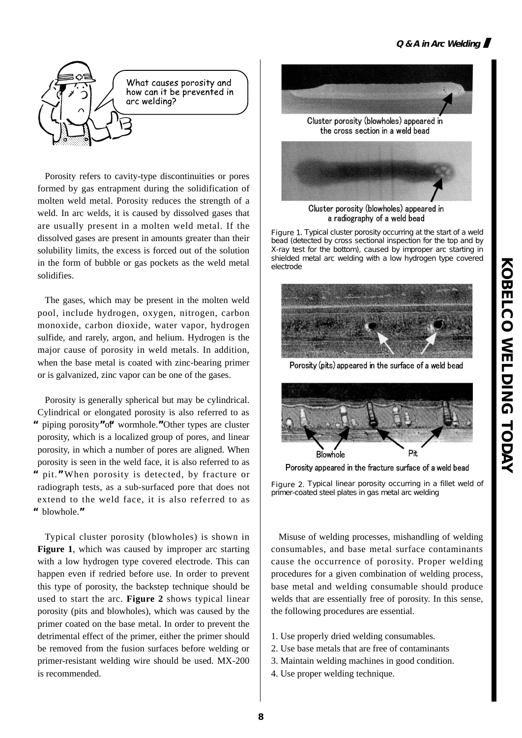What causes porosity and how can it be prevented in arc welding?

Porosity refers to cavity-type discontinuities or pores formed by gas entrapment during the solidification of molten weld metal. Porosity reduces the strength of a weld. In arc welds, it is caused by dissolved gases that are usually present in a molten weld metal. If the dissolved gases are present in amounts greater than their solubility limits, the excess is forced out of the solution in the form of bubble or gas pockets as the weld metal solidifies.

The gases, which may be present in the molten weld pool, include hydrogen, oxygen, nitrogen, carbon monoxide, carbon dioxide, water vapor, hydrogen sulfide, and rarely, argon, and helium. Hydrogen is the major cause of porosity in weld metals. In addition, when the base metal is coated with zinc-bearing primer or is galvanized, zinc vapor can be one of the gases.

Porosity is generally spherical but may be cylindrical. Cylindrical or elongated porosity is also referred to as "piping porosity" or "wormhole." Other types are cluster porosity, which is a localized group of pores, and linear porosity, in which a number of pores are aligned. When porosity is seen in the weld face, it is also referred to as "pit." When porosity is detected, by fracture or radiograph tests, as a sub-surfaced pore that does not extend to the weld face, it is also referred to as "blowhole."

Typical cluster porosity (blowholes) is shown in **Figure 1**, which was caused by improper arc starting with a low hydrogen type covered electrode. This can happen even if redried before use. In order to prevent this type of porosity, the backstep technique should be used to start the arc. **Figure 2** shows typical linear porosity (pits and blowholes), which was caused by the primer coated on the base metal. In order to prevent the detrimental effect of the primer, either the primer should be removed from the fusion surfaces before welding or primer-resistant welding wire should be used. MX-200 is recommended.

Cluster porosity (blowholes) appeared in the cross section in a weld bead

Cluster porosity (blowholes) appeared in a radiography of a weld bead

Figure 1. Typical cluster porosity occurring at the start of a weld bead (detected by cross sectional inspection for the top and by X-ray test for the bottom), caused by improper arc starting in shielded metal arc welding with a low hydrogen type covered electrode

Porosity (pits) appeared in the surface of a weld bead

Blowhole Pit

Porosity appeared in the fracture surface of a weld bead

Figure 2. Typical linear porosity occurring in a fillet weld of primer-coated steel plates in gas metal arc welding

Misuse of welding processes, mishandling of welding consumables, and base metal surface contaminants cause the occurrence of porosity. Proper welding procedures for a given combination of welding process, base metal and welding consumable should produce welds that are essentially free of porosity. In this sense, the following procedures are essential.

1. Use properly dried welding consumables.
2. Use base metals that are free of contaminants
3. Maintain welding machines in good condition.
4. Use proper welding technique.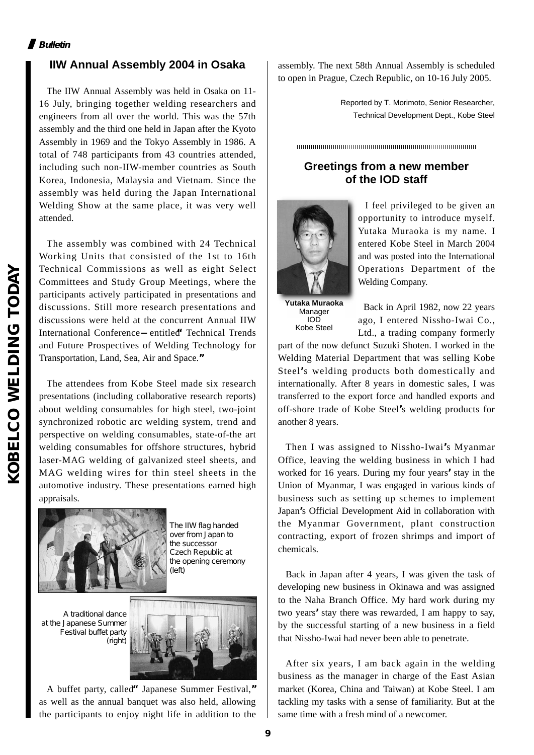## IIW Annual Assembly 2004 in Osaka

The IIW Annual Assembly was held in Osaka on 11-16 July, bringing together welding researchers and engineers from all over the world. This was the 57th assembly and the third one held in Japan after the Kyoto Assembly in 1969 and the Tokyo Assembly in 1986. A total of 748 participants from 43 countries attended, including such non-IIW-member countries as South Korea, Indonesia, Malaysia and Vietnam. Since the assembly was held during the Japan International Welding Show at the same place, it was very well attended.

The assembly was combined with 24 Technical Working Units that consisted of the 1st to 16th Technical Commissions as well as eight Select Committees and Study Group Meetings, where the participants actively participated in presentations and discussions. Still more research presentations and discussions were held at the concurrent Annual IIW International Conference — entitled "Technical Trends and Future Prospectives of Welding Technology for Transportation, Land, Sea, Air and Space."

The attendees from Kobe Steel made six research presentations (including collaborative research reports) about welding consumables for high steel, two-joint synchronized robotic arc welding system, trend and perspective on welding consumables, state-of-the art welding consumables for offshore structures, hybrid laser-MAG welding of galvanized steel sheets, and MAG welding wires for thin steel sheets in the automotive industry. These presentations earned high appraisals.

The IIW flag handed over from Japan to the successor Czech Republic at the opening ceremony (left)

A traditional dance at the Japanese Summer Festival buffet party (right)

A buffet party, called "Japanese Summer Festival," as well as the annual banquet was also held, allowing the participants to enjoy night life in addition to the assembly. The next 58th Annual Assembly is scheduled to open in Prague, Czech Republic, on 10-16 July 2005.

Reported by T. Morimoto, Senior Researcher, Technical Development Dept., Kobe Steel

## Greetings from a new member of the IOD staff

**Yutaka Muraoka**
Manager
IOD
Kobe Steel

I feel privileged to be given an opportunity to introduce myself. Yutaka Muraoka is my name. I entered Kobe Steel in March 2004 and was posted into the International Operations Department of the Welding Company.

Back in April 1982, now 22 years ago, I entered Nissho-Iwai Co., Ltd., a trading company formerly part of the now defunct Suzuki Shoten. I worked in the Welding Material Department that was selling Kobe Steel's welding products both domestically and internationally. After 8 years in domestic sales, I was transferred to the export force and handled exports and off-shore trade of Kobe Steel's welding products for another 8 years.

Then I was assigned to Nissho-Iwai's Myanmar Office, leaving the welding business in which I had worked for 16 years. During my four years' stay in the Union of Myanmar, I was engaged in various kinds of business such as setting up schemes to implement Japan's Official Development Aid in collaboration with the Myanmar Government, plant construction contracting, export of frozen shrimps and import of chemicals.

Back in Japan after 4 years, I was given the task of developing new business in Okinawa and was assigned to the Naha Branch Office. My hard work during my two years' stay there was rewarded, I am happy to say, by the successful starting of a new business in a field that Nissho-Iwai had never been able to penetrate.

After six years, I am back again in the welding business as the manager in charge of the East Asian market (Korea, China and Taiwan) at Kobe Steel. I am tackling my tasks with a sense of familiarity. But at the same time with a fresh mind of a newcomer.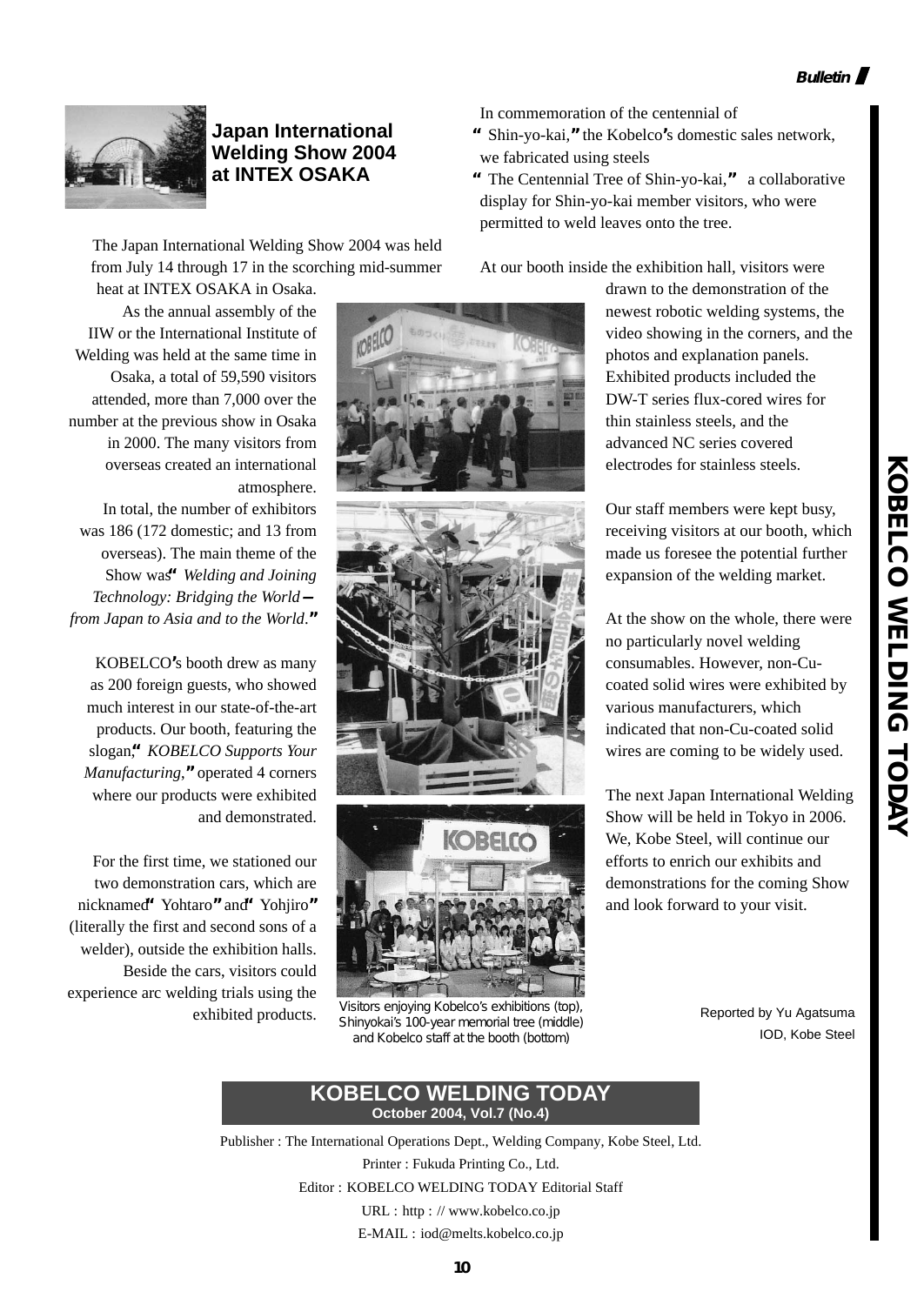## Japanese International Welding Show 2004 at INTEX OSAKA

The Japan International Welding Show 2004 was held from July 14 through 17 in the scorching mid-summer heat at INTEX OSAKA in Osaka.

As the annual assembly of the IIW or the International Institute of Welding was held at the same time in Osaka, a total of 59,590 visitors attended, more than 7,000 over the number at the previous show in Osaka in 2000. The many visitors from overseas created an international atmosphere.

In total, the number of exhibitors was 186 (172 domestic; and 13 from overseas). The main theme of the Show was "*Welding and Joining Technology: Bridging the World – from Japan to Asia and to the World*."

KOBELCO's booth drew as many as 200 foreign guests, who showed much interest in our state-of-the-art products. Our booth, featuring the slogan, "*KOBELCO Supports Your Manufacturing*," operated 4 corners where our products were exhibited and demonstrated.

For the first time, we stationed our two demonstration cars, which are nicknamed "Yohtaro" and "Yohjiro" (literally the first and second sons of a welder), outside the exhibition halls. Beside the cars, visitors could experience arc welding trials using the exhibited products.

In commemoration of the centennial of "Shin-yo-kai," the Kobelco's domestic sales network, we fabricated using steels "The Centennial Tree of Shin-yo-kai," a collaborative display for Shin-yo-kai member visitors, who were permitted to weld leaves onto the tree.

Visitors enjoying Kobelco's exhibitions (top), Shinyokai's 100-year memorial tree (middle) and Kobelco staff at the booth (bottom)

At our booth inside the exhibition hall, visitors were drawn to the demonstration of the newest robotic welding systems, the video showing in the corners, and the photos and explanation panels. Exhibited products included the DW-T series flux-cored wires for thin stainless steels, and the advanced NC series covered electrodes for stainless steels.

Our staff members were kept busy, receiving visitors at our booth, which made us foresee the potential further expansion of the welding market.

At the show on the whole, there were no particularly novel welding consumables. However, non-Cu-coated solid wires were exhibited by various manufacturers, which indicated that non-Cu-coated solid wires are coming to be widely used.

The next Japan International Welding Show will be held in Tokyo in 2006. We, Kobe Steel, will continue our efforts to enrich our exhibits and demonstrations for the coming Show and look forward to your visit.

Reported by Yu Agatsuma
IOD, Kobe Steel

**KOBELCO WELDING TODAY**
**October 2004, Vol.7 (No.4)**

Publisher : The International Operations Dept., Welding Company, Kobe Steel, Ltd.
Printer : Fukuda Printing Co., Ltd.
Editor : KOBELCO WELDING TODAY Editorial Staff
URL : http : // www.kobelco.co.jp
E-MAIL : iod@melts.kobelco.co.jp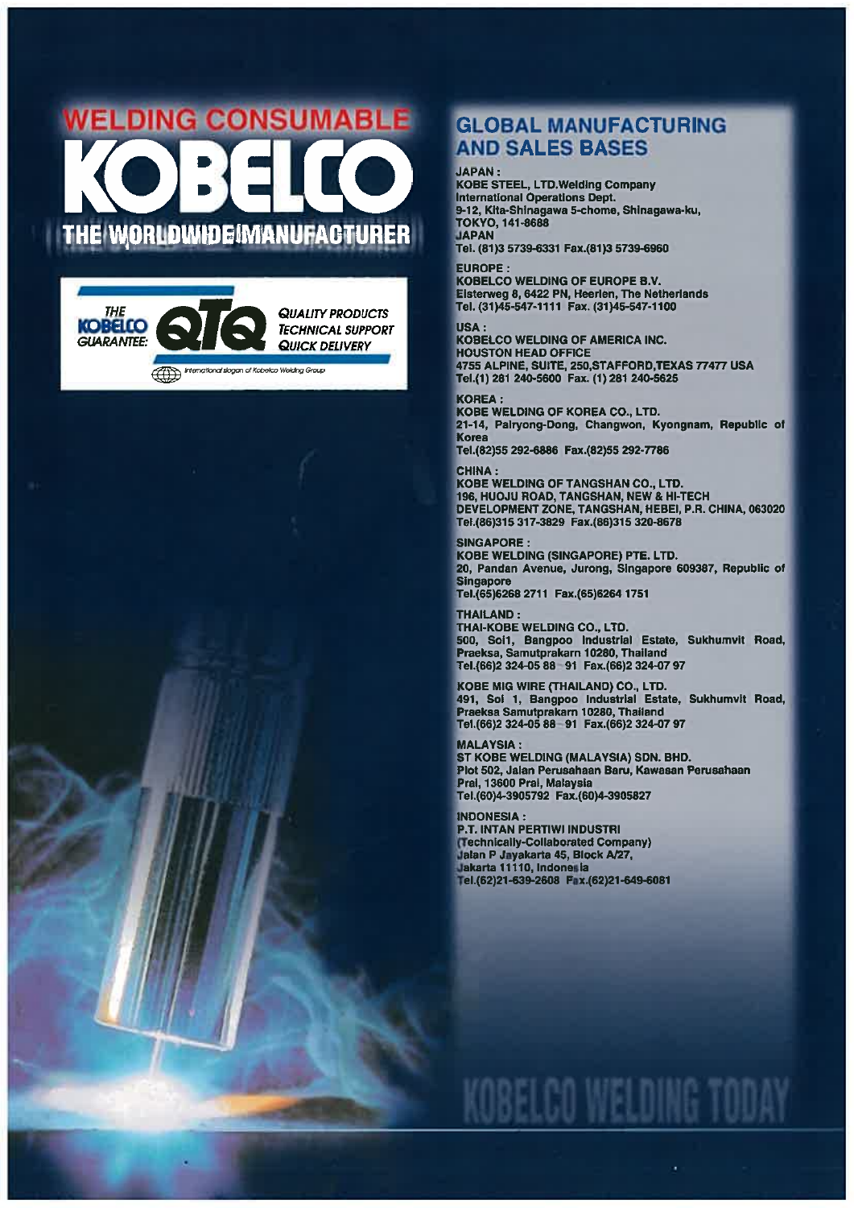# WELDING CONSUMABLE

# KOBELCO

THE WORLDWIDE MANUFACTURER

THE KOBELCO GUARANTEE: QTQ — QUALITY PRODUCTS, TECHNICAL SUPPORT, QUICK DELIVERY

International slogan of Kobelco Welding Group

## GLOBAL MANUFACTURING AND SALES BASES

**JAPAN :**
KOBE STEEL, LTD.Welding Company
International Operations Dept.
9-12, Kita-Shinagawa 5-chome, Shinagawa-ku,
TOKYO, 141-8688
JAPAN
Tel. (81)3 5739-6331 Fax.(81)3 5739-6960

**EUROPE :**
KOBELCO WELDING OF EUROPE B.V.
Eisterweg 8, 6422 PN, Heerlen, The Netherlands
Tel. (31)45-547-1111 Fax. (31)45-547-1100

**USA :**
KOBELCO WELDING OF AMERICA INC.
HOUSTON HEAD OFFICE
4755 ALPINE, SUITE, 250,STAFFORD,TEXAS 77477 USA
Tel.(1) 281 240-5600 Fax. (1) 281 240-5625

**KOREA :**
KOBE WELDING OF KOREA CO., LTD.
21-14, Palryong-Dong, Changwon, Kyongnam, Republic of Korea
Tel.(82)55 292-6886 Fax.(82)55 292-7786

**CHINA :**
KOBE WELDING OF TANGSHAN CO., LTD.
196, HUOJU ROAD, TANGSHAN, NEW & HI-TECH DEVELOPMENT ZONE, TANGSHAN, HEBEI, P.R. CHINA, 063020
Tel.(86)315 317-3829 Fax.(86)315 320-8678

**SINGAPORE :**
KOBE WELDING (SINGAPORE) PTE. LTD.
20, Pandan Avenue, Jurong, Singapore 609387, Republic of Singapore
Tel.(65)6268 2711 Fax.(65)6264 1751

**THAILAND :**
THAI-KOBE WELDING CO., LTD.
500, Soi1, Bangpoo Industrial Estate, Sukhumvit Road, Praeksa, Samutprakarn 10280, Thailand
Tel.(66)2 324-05 88 - 91 Fax.(66)2 324-07 97

KOBE MIG WIRE (THAILAND) CO., LTD.
491, Soi 1, Bangpoo Industrial Estate, Sukhumvit Road, Praeksa Samutprakarn 10280, Thailand
Tel.(66)2 324-05 88 - 91 Fax.(66)2 324-07 97

**MALAYSIA :**
ST KOBE WELDING (MALAYSIA) SDN. BHD.
Plot 502, Jalan Perusahaan Baru, Kawasan Perusahaan Prai, 13600 Prai, Malaysia
Tel.(60)4-3905792 Fax.(60)4-3905827

**INDONESIA :**
P.T. INTAN PERTIWI INDUSTRI
(Technically-Collaborated Company)
Jalan P Jayakarta 45, Block A/27,
Jakarta 11110, Indonesia
Tel.(62)21-639-2608 Fax.(62)21-649-6081

KOBELCO WELDING TODAY